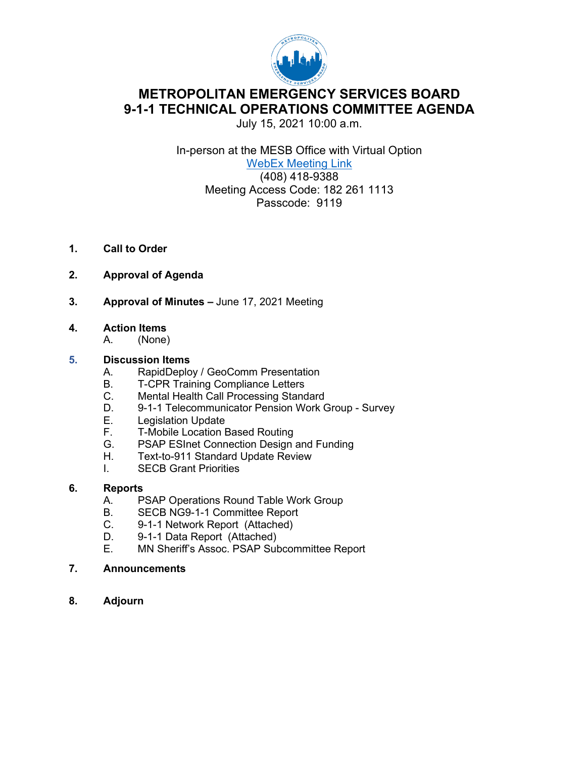# METROPOLITAN EMERGENCY SERVICES BOARD
# 9-1-1 TECHNICAL OPERATIONS COMMITTEE AGENDA

July 15, 2021 10:00 a.m.

In-person at the MESB Office with Virtual Option
WebEx Meeting Link
(408) 418-9388
Meeting Access Code: 182 261 1113
Passcode: 9119

1. **Call to Order**

2. **Approval of Agenda**

3. **Approval of Minutes –** June 17, 2021 Meeting

4. **Action Items**
   - A. (None)

5. **Discussion Items**
   - A. RapidDeploy / GeoComm Presentation
   - B. T-CPR Training Compliance Letters
   - C. Mental Health Call Processing Standard
   - D. 9-1-1 Telecommunicator Pension Work Group - Survey
   - E. Legislation Update
   - F. T-Mobile Location Based Routing
   - G. PSAP ESInet Connection Design and Funding
   - H. Text-to-911 Standard Update Review
   - I. SECB Grant Priorities

6. **Reports**
   - A. PSAP Operations Round Table Work Group
   - B. SECB NG9-1-1 Committee Report
   - C. 9-1-1 Network Report (Attached)
   - D. 9-1-1 Data Report (Attached)
   - E. MN Sheriff's Assoc. PSAP Subcommittee Report

7. **Announcements**

8. **Adjourn**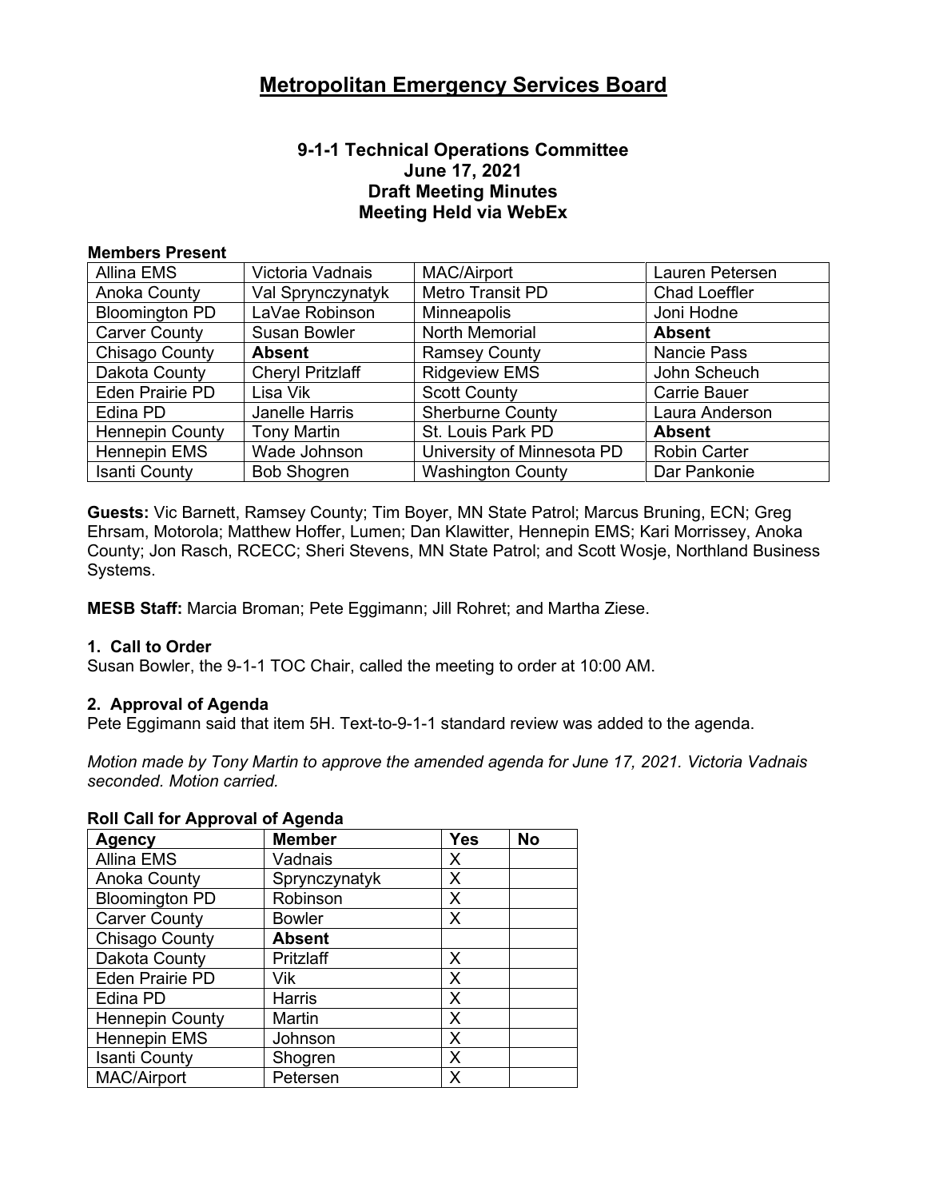# Metropolitan Emergency Services Board

### 9-1-1 Technical Operations Committee
### June 17, 2021
### Draft Meeting Minutes
### Meeting Held via WebEx

**Members Present**

| | | | |
|---|---|---|---|
| Allina EMS | Victoria Vadnais | MAC/Airport | Lauren Petersen |
| Anoka County | Val Sprynczynatyk | Metro Transit PD | Chad Loeffler |
| Bloomington PD | LaVae Robinson | Minneapolis | Joni Hodne |
| Carver County | Susan Bowler | North Memorial | **Absent** |
| Chisago County | **Absent** | Ramsey County | Nancie Pass |
| Dakota County | Cheryl Pritzlaff | Ridgeview EMS | John Scheuch |
| Eden Prairie PD | Lisa Vik | Scott County | Carrie Bauer |
| Edina PD | Janelle Harris | Sherburne County | Laura Anderson |
| Hennepin County | Tony Martin | St. Louis Park PD | **Absent** |
| Hennepin EMS | Wade Johnson | University of Minnesota PD | Robin Carter |
| Isanti County | Bob Shogren | Washington County | Dar Pankonie |

**Guests:** Vic Barnett, Ramsey County; Tim Boyer, MN State Patrol; Marcus Bruning, ECN; Greg Ehrsam, Motorola; Matthew Hoffer, Lumen; Dan Klawitter, Hennepin EMS; Kari Morrissey, Anoka County; Jon Rasch, RCECC; Sheri Stevens, MN State Patrol; and Scott Wosje, Northland Business Systems.

**MESB Staff:** Marcia Broman; Pete Eggimann; Jill Rohret; and Martha Ziese.

#### 1. Call to Order

Susan Bowler, the 9-1-1 TOC Chair, called the meeting to order at 10:00 AM.

#### 2. Approval of Agenda

Pete Eggimann said that item 5H. Text-to-9-1-1 standard review was added to the agenda.

*Motion made by Tony Martin to approve the amended agenda for June 17, 2021. Victoria Vadnais seconded. Motion carried.*

**Roll Call for Approval of Agenda**

| Agency | Member | Yes | No |
|---|---|---|---|
| Allina EMS | Vadnais | X | |
| Anoka County | Sprynczynatyk | X | |
| Bloomington PD | Robinson | X | |
| Carver County | Bowler | X | |
| Chisago County | **Absent** | | |
| Dakota County | Pritzlaff | X | |
| Eden Prairie PD | Vik | X | |
| Edina PD | Harris | X | |
| Hennepin County | Martin | X | |
| Hennepin EMS | Johnson | X | |
| Isanti County | Shogren | X | |
| MAC/Airport | Petersen | X | |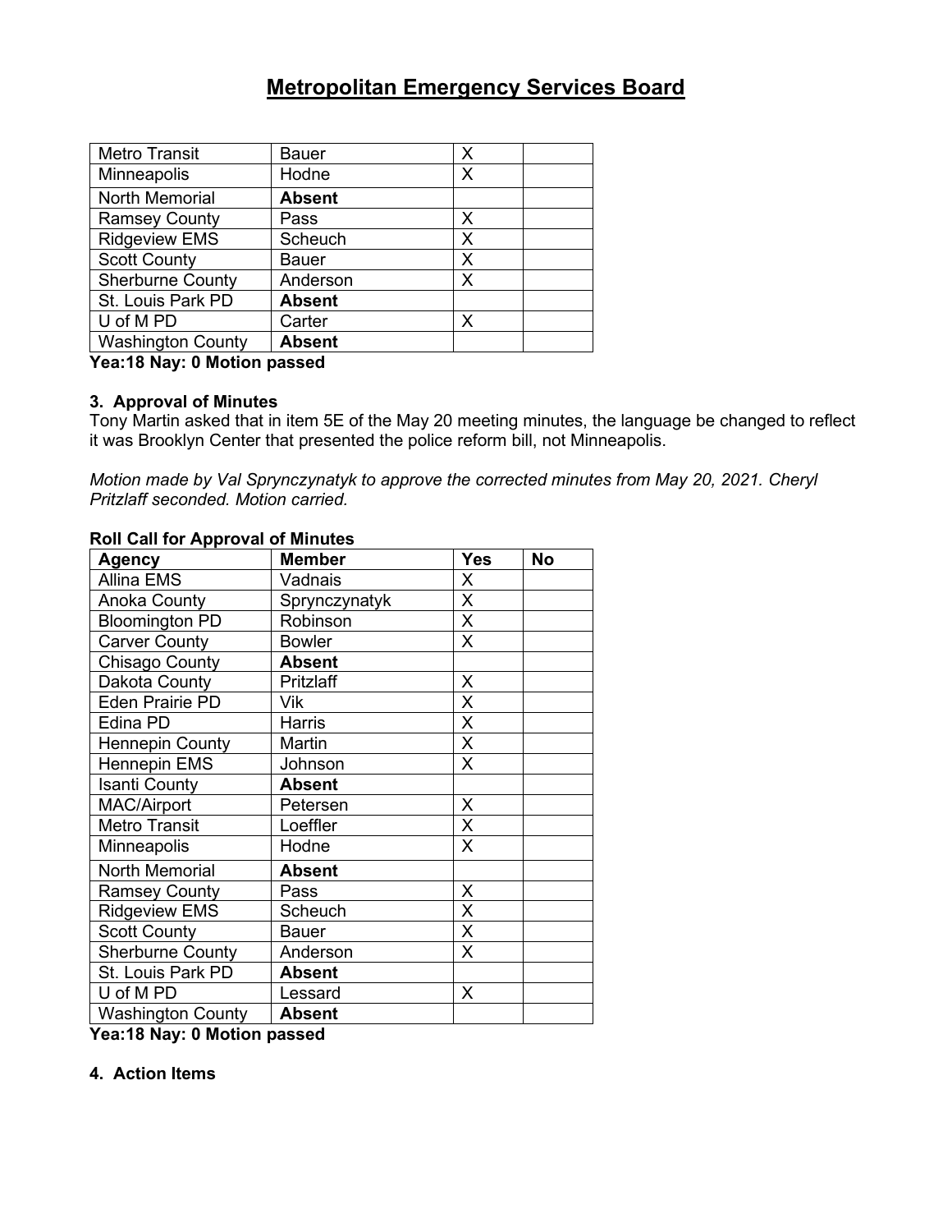# Metropolitan Emergency Services Board

| | | | |
|---|---|---|---|
| Metro Transit | Bauer | X | |
| Minneapolis | Hodne | X | |
| North Memorial | **Absent** | | |
| Ramsey County | Pass | X | |
| Ridgeview EMS | Scheuch | X | |
| Scott County | Bauer | X | |
| Sherburne County | Anderson | X | |
| St. Louis Park PD | **Absent** | | |
| U of M PD | Carter | X | |
| Washington County | **Absent** | | |

**Yea:18 Nay: 0 Motion passed**

**3. Approval of Minutes**

Tony Martin asked that in item 5E of the May 20 meeting minutes, the language be changed to reflect it was Brooklyn Center that presented the police reform bill, not Minneapolis.

*Motion made by Val Sprynczynatyk to approve the corrected minutes from May 20, 2021. Cheryl Pritzlaff seconded. Motion carried.*

**Roll Call for Approval of Minutes**

| Agency | Member | Yes | No |
|---|---|---|---|
| Allina EMS | Vadnais | X | |
| Anoka County | Sprynczynatyk | X | |
| Bloomington PD | Robinson | X | |
| Carver County | Bowler | X | |
| Chisago County | **Absent** | | |
| Dakota County | Pritzlaff | X | |
| Eden Prairie PD | Vik | X | |
| Edina PD | Harris | X | |
| Hennepin County | Martin | X | |
| Hennepin EMS | Johnson | X | |
| Isanti County | **Absent** | | |
| MAC/Airport | Petersen | X | |
| Metro Transit | Loeffler | X | |
| Minneapolis | Hodne | X | |
| North Memorial | **Absent** | | |
| Ramsey County | Pass | X | |
| Ridgeview EMS | Scheuch | X | |
| Scott County | Bauer | X | |
| Sherburne County | Anderson | X | |
| St. Louis Park PD | **Absent** | | |
| U of M PD | Lessard | X | |
| Washington County | **Absent** | | |

**Yea:18 Nay: 0 Motion passed**

**4. Action Items**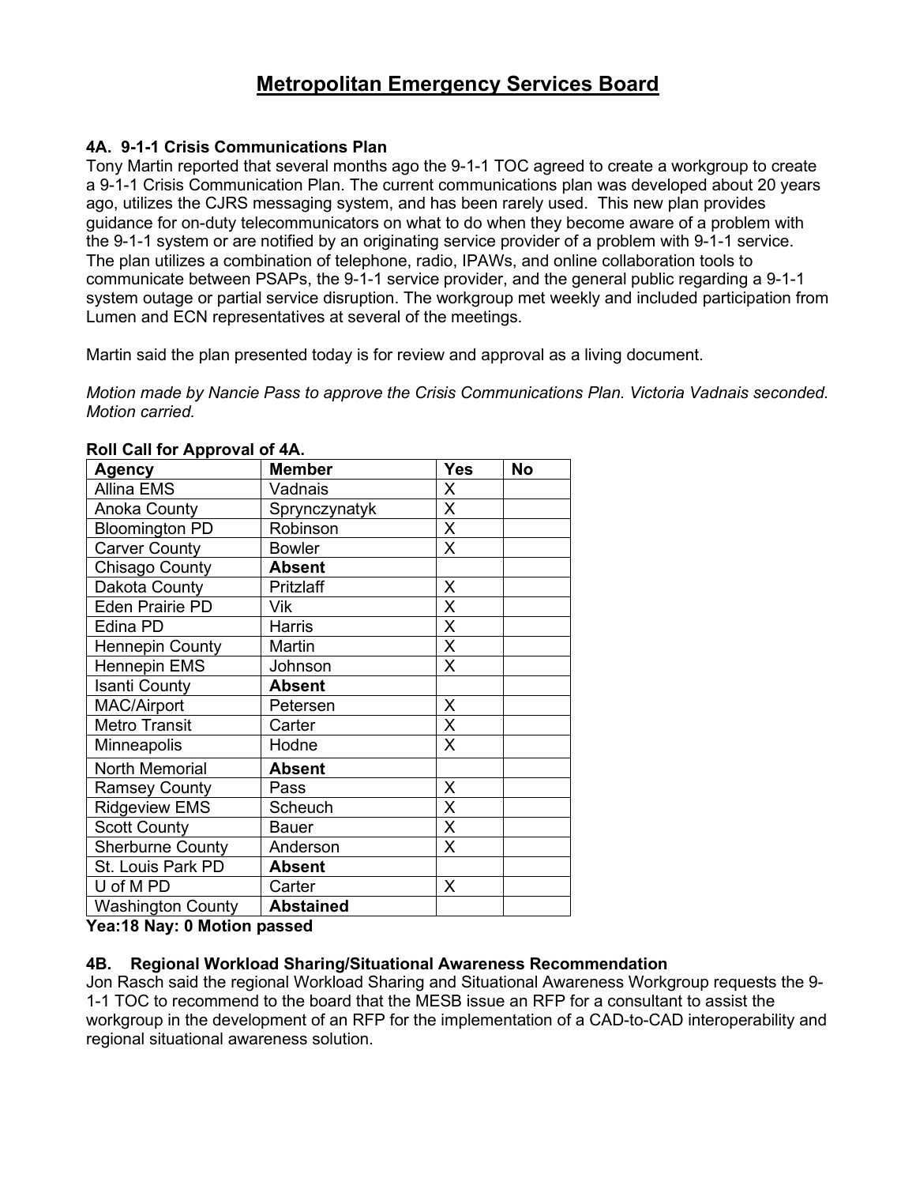# Metropolitan Emergency Services Board

### 4A. 9-1-1 Crisis Communications Plan

Tony Martin reported that several months ago the 9-1-1 TOC agreed to create a workgroup to create a 9-1-1 Crisis Communication Plan. The current communications plan was developed about 20 years ago, utilizes the CJRS messaging system, and has been rarely used. This new plan provides guidance for on-duty telecommunicators on what to do when they become aware of a problem with the 9-1-1 system or are notified by an originating service provider of a problem with 9-1-1 service. The plan utilizes a combination of telephone, radio, IPAWs, and online collaboration tools to communicate between PSAPs, the 9-1-1 service provider, and the general public regarding a 9-1-1 system outage or partial service disruption. The workgroup met weekly and included participation from Lumen and ECN representatives at several of the meetings.

Martin said the plan presented today is for review and approval as a living document.

*Motion made by Nancie Pass to approve the Crisis Communications Plan. Victoria Vadnais seconded. Motion carried.*

**Roll Call for Approval of 4A.**

| Agency | Member | Yes | No |
|---|---|---|---|
| Allina EMS | Vadnais | X | |
| Anoka County | Sprynczynatyk | X | |
| Bloomington PD | Robinson | X | |
| Carver County | Bowler | X | |
| Chisago County | **Absent** | | |
| Dakota County | Pritzlaff | X | |
| Eden Prairie PD | Vik | X | |
| Edina PD | Harris | X | |
| Hennepin County | Martin | X | |
| Hennepin EMS | Johnson | X | |
| Isanti County | **Absent** | | |
| MAC/Airport | Petersen | X | |
| Metro Transit | Carter | X | |
| Minneapolis | Hodne | X | |
| North Memorial | **Absent** | | |
| Ramsey County | Pass | X | |
| Ridgeview EMS | Scheuch | X | |
| Scott County | Bauer | X | |
| Sherburne County | Anderson | X | |
| St. Louis Park PD | **Absent** | | |
| U of M PD | Carter | X | |
| Washington County | **Abstained** | | |

**Yea:18 Nay: 0 Motion passed**

### 4B. Regional Workload Sharing/Situational Awareness Recommendation

Jon Rasch said the regional Workload Sharing and Situational Awareness Workgroup requests the 9-1-1 TOC to recommend to the board that the MESB issue an RFP for a consultant to assist the workgroup in the development of an RFP for the implementation of a CAD-to-CAD interoperability and regional situational awareness solution.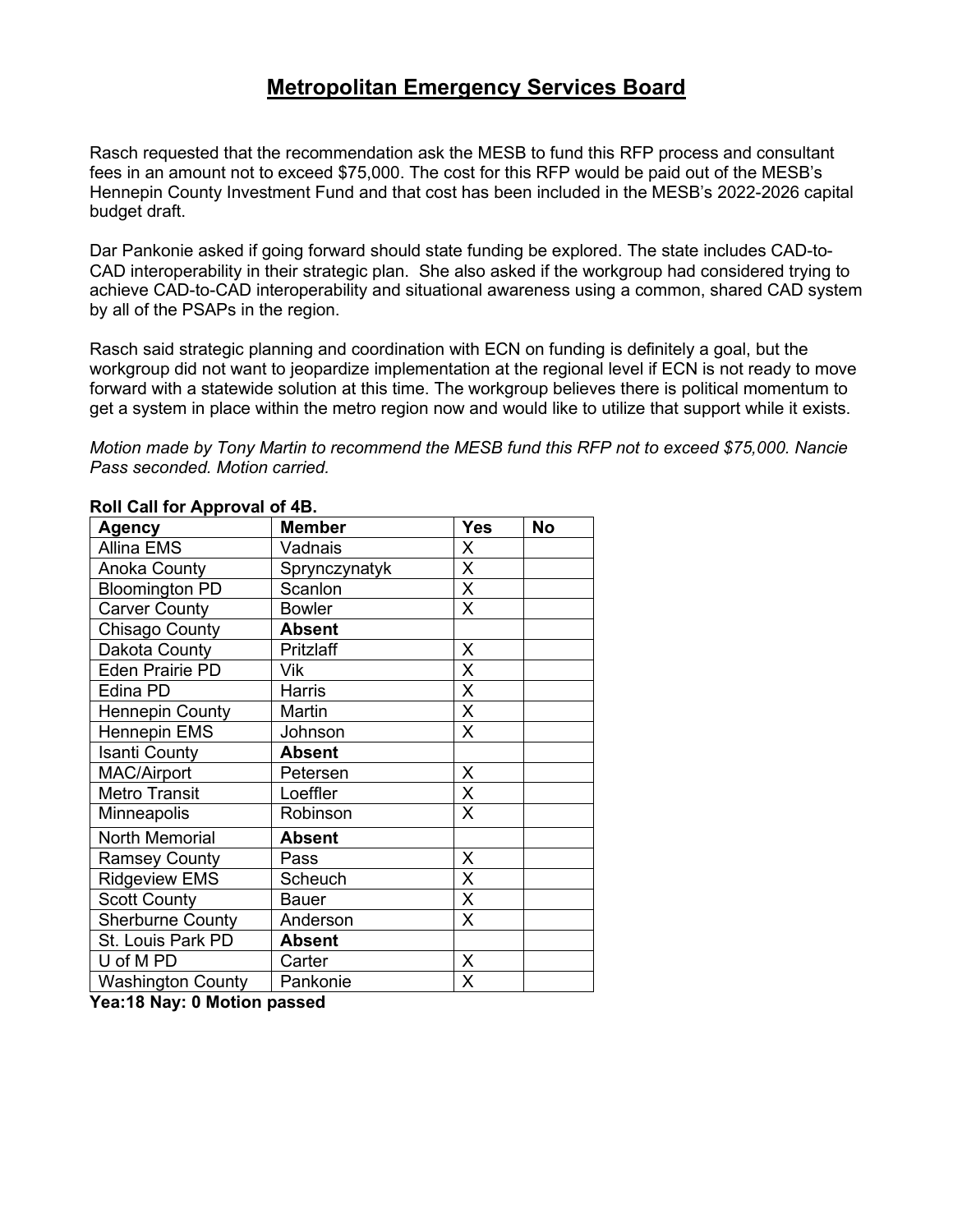# Metropolitan Emergency Services Board

Rasch requested that the recommendation ask the MESB to fund this RFP process and consultant fees in an amount not to exceed $75,000. The cost for this RFP would be paid out of the MESB's Hennepin County Investment Fund and that cost has been included in the MESB's 2022-2026 capital budget draft.

Dar Pankonie asked if going forward should state funding be explored. The state includes CAD-to-CAD interoperability in their strategic plan. She also asked if the workgroup had considered trying to achieve CAD-to-CAD interoperability and situational awareness using a common, shared CAD system by all of the PSAPs in the region.

Rasch said strategic planning and coordination with ECN on funding is definitely a goal, but the workgroup did not want to jeopardize implementation at the regional level if ECN is not ready to move forward with a statewide solution at this time. The workgroup believes there is political momentum to get a system in place within the metro region now and would like to utilize that support while it exists.

*Motion made by Tony Martin to recommend the MESB fund this RFP not to exceed $75,000. Nancie Pass seconded. Motion carried.*

**Roll Call for Approval of 4B.**

| Agency | Member | Yes | No |
|---|---|---|---|
| Allina EMS | Vadnais | X | |
| Anoka County | Sprynczynatyk | X | |
| Bloomington PD | Scanlon | X | |
| Carver County | Bowler | X | |
| Chisago County | **Absent** | | |
| Dakota County | Pritzlaff | X | |
| Eden Prairie PD | Vik | X | |
| Edina PD | Harris | X | |
| Hennepin County | Martin | X | |
| Hennepin EMS | Johnson | X | |
| Isanti County | **Absent** | | |
| MAC/Airport | Petersen | X | |
| Metro Transit | Loeffler | X | |
| Minneapolis | Robinson | X | |
| North Memorial | **Absent** | | |
| Ramsey County | Pass | X | |
| Ridgeview EMS | Scheuch | X | |
| Scott County | Bauer | X | |
| Sherburne County | Anderson | X | |
| St. Louis Park PD | **Absent** | | |
| U of M PD | Carter | X | |
| Washington County | Pankonie | X | |

**Yea:18 Nay: 0 Motion passed**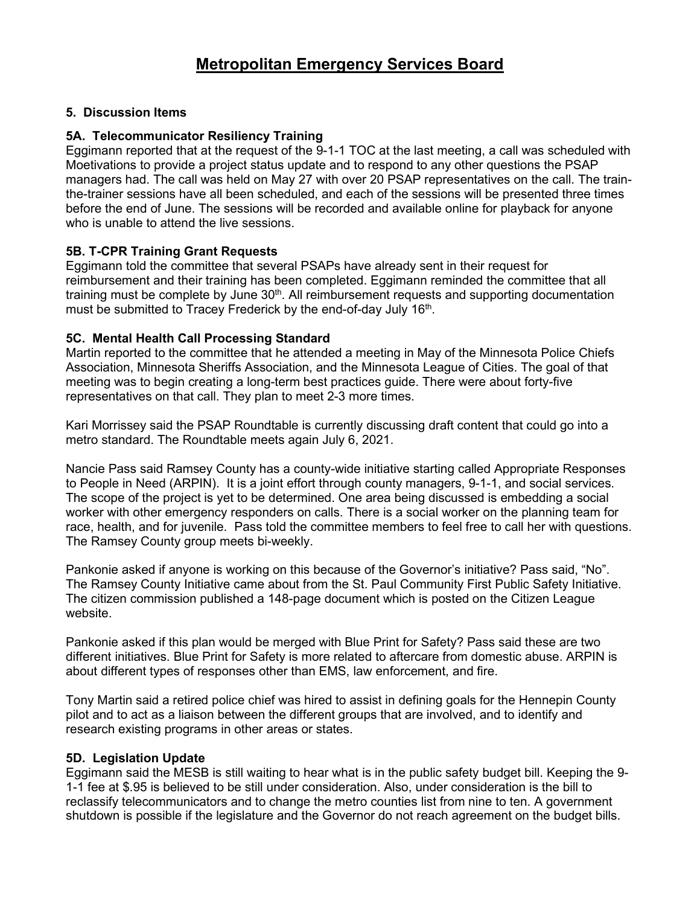# Metropolitan Emergency Services Board

**5. Discussion Items**

**5A. Telecommunicator Resiliency Training**

Eggimann reported that at the request of the 9-1-1 TOC at the last meeting, a call was scheduled with Moetivations to provide a project status update and to respond to any other questions the PSAP managers had. The call was held on May 27 with over 20 PSAP representatives on the call. The train-the-trainer sessions have all been scheduled, and each of the sessions will be presented three times before the end of June. The sessions will be recorded and available online for playback for anyone who is unable to attend the live sessions.

**5B. T-CPR Training Grant Requests**

Eggimann told the committee that several PSAPs have already sent in their request for reimbursement and their training has been completed. Eggimann reminded the committee that all training must be complete by June 30th. All reimbursement requests and supporting documentation must be submitted to Tracey Frederick by the end-of-day July 16th.

**5C. Mental Health Call Processing Standard**

Martin reported to the committee that he attended a meeting in May of the Minnesota Police Chiefs Association, Minnesota Sheriffs Association, and the Minnesota League of Cities. The goal of that meeting was to begin creating a long-term best practices guide. There were about forty-five representatives on that call. They plan to meet 2-3 more times.

Kari Morrissey said the PSAP Roundtable is currently discussing draft content that could go into a metro standard. The Roundtable meets again July 6, 2021.

Nancie Pass said Ramsey County has a county-wide initiative starting called Appropriate Responses to People in Need (ARPIN). It is a joint effort through county managers, 9-1-1, and social services. The scope of the project is yet to be determined. One area being discussed is embedding a social worker with other emergency responders on calls. There is a social worker on the planning team for race, health, and for juvenile. Pass told the committee members to feel free to call her with questions. The Ramsey County group meets bi-weekly.

Pankonie asked if anyone is working on this because of the Governor's initiative? Pass said, "No". The Ramsey County Initiative came about from the St. Paul Community First Public Safety Initiative. The citizen commission published a 148-page document which is posted on the Citizen League website.

Pankonie asked if this plan would be merged with Blue Print for Safety? Pass said these are two different initiatives. Blue Print for Safety is more related to aftercare from domestic abuse. ARPIN is about different types of responses other than EMS, law enforcement, and fire.

Tony Martin said a retired police chief was hired to assist in defining goals for the Hennepin County pilot and to act as a liaison between the different groups that are involved, and to identify and research existing programs in other areas or states.

**5D. Legislation Update**

Eggimann said the MESB is still waiting to hear what is in the public safety budget bill. Keeping the 9-1-1 fee at $.95 is believed to be still under consideration. Also, under consideration is the bill to reclassify telecommunicators and to change the metro counties list from nine to ten. A government shutdown is possible if the legislature and the Governor do not reach agreement on the budget bills.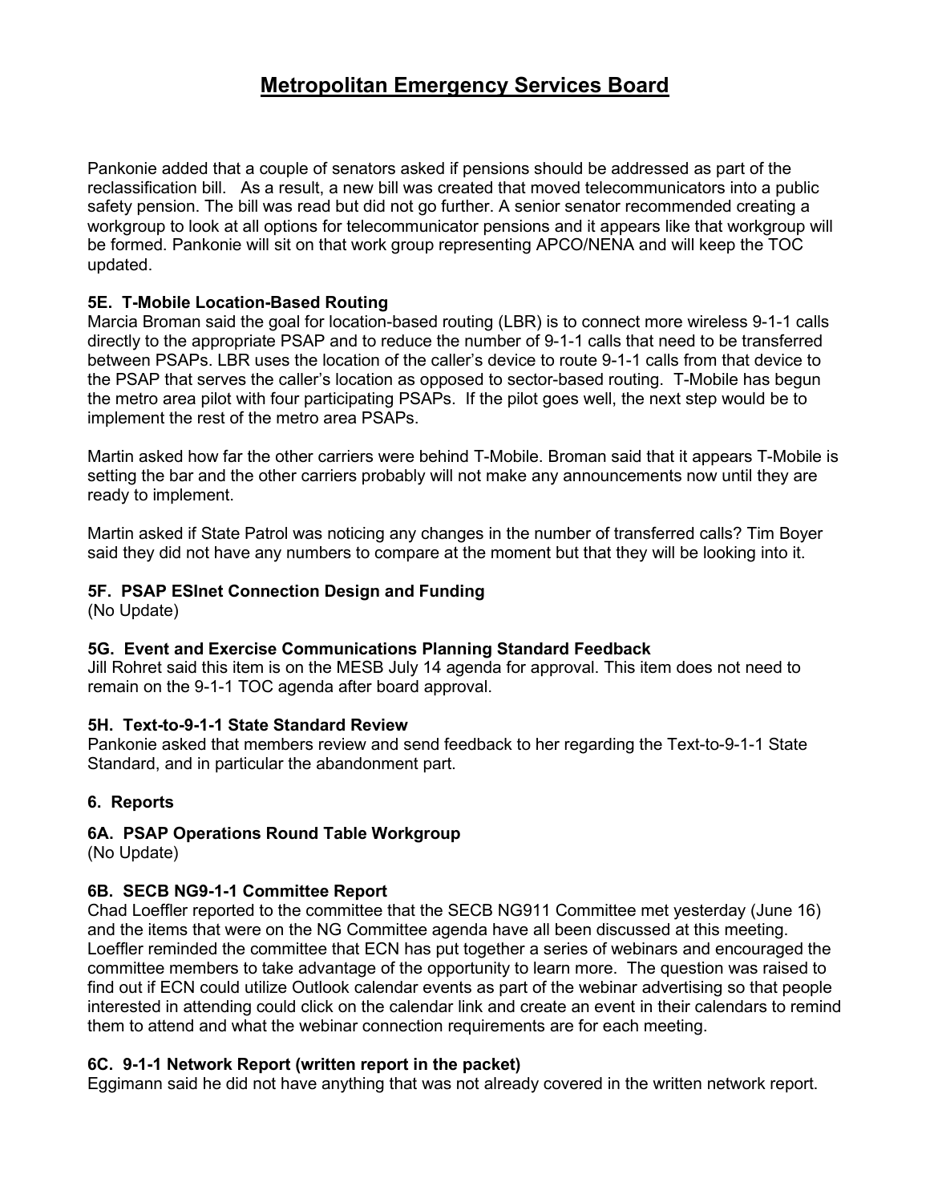Pankonie added that a couple of senators asked if pensions should be addressed as part of the reclassification bill. As a result, a new bill was created that moved telecommunicators into a public safety pension. The bill was read but did not go further. A senior senator recommended creating a workgroup to look at all options for telecommunicator pensions and it appears like that workgroup will be formed. Pankonie will sit on that work group representing APCO/NENA and will keep the TOC updated.

### 5E. T-Mobile Location-Based Routing

Marcia Broman said the goal for location-based routing (LBR) is to connect more wireless 9-1-1 calls directly to the appropriate PSAP and to reduce the number of 9-1-1 calls that need to be transferred between PSAPs. LBR uses the location of the caller's device to route 9-1-1 calls from that device to the PSAP that serves the caller's location as opposed to sector-based routing. T-Mobile has begun the metro area pilot with four participating PSAPs. If the pilot goes well, the next step would be to implement the rest of the metro area PSAPs.

Martin asked how far the other carriers were behind T-Mobile. Broman said that it appears T-Mobile is setting the bar and the other carriers probably will not make any announcements now until they are ready to implement.

Martin asked if State Patrol was noticing any changes in the number of transferred calls? Tim Boyer said they did not have any numbers to compare at the moment but that they will be looking into it.

### 5F. PSAP ESInet Connection Design and Funding

(No Update)

### 5G. Event and Exercise Communications Planning Standard Feedback

Jill Rohret said this item is on the MESB July 14 agenda for approval. This item does not need to remain on the 9-1-1 TOC agenda after board approval.

### 5H. Text-to-9-1-1 State Standard Review

Pankonie asked that members review and send feedback to her regarding the Text-to-9-1-1 State Standard, and in particular the abandonment part.

## 6. Reports

### 6A. PSAP Operations Round Table Workgroup

(No Update)

### 6B. SECB NG9-1-1 Committee Report

Chad Loeffler reported to the committee that the SECB NG911 Committee met yesterday (June 16) and the items that were on the NG Committee agenda have all been discussed at this meeting. Loeffler reminded the committee that ECN has put together a series of webinars and encouraged the committee members to take advantage of the opportunity to learn more. The question was raised to find out if ECN could utilize Outlook calendar events as part of the webinar advertising so that people interested in attending could click on the calendar link and create an event in their calendars to remind them to attend and what the webinar connection requirements are for each meeting.

### 6C. 9-1-1 Network Report (written report in the packet)

Eggimann said he did not have anything that was not already covered in the written network report.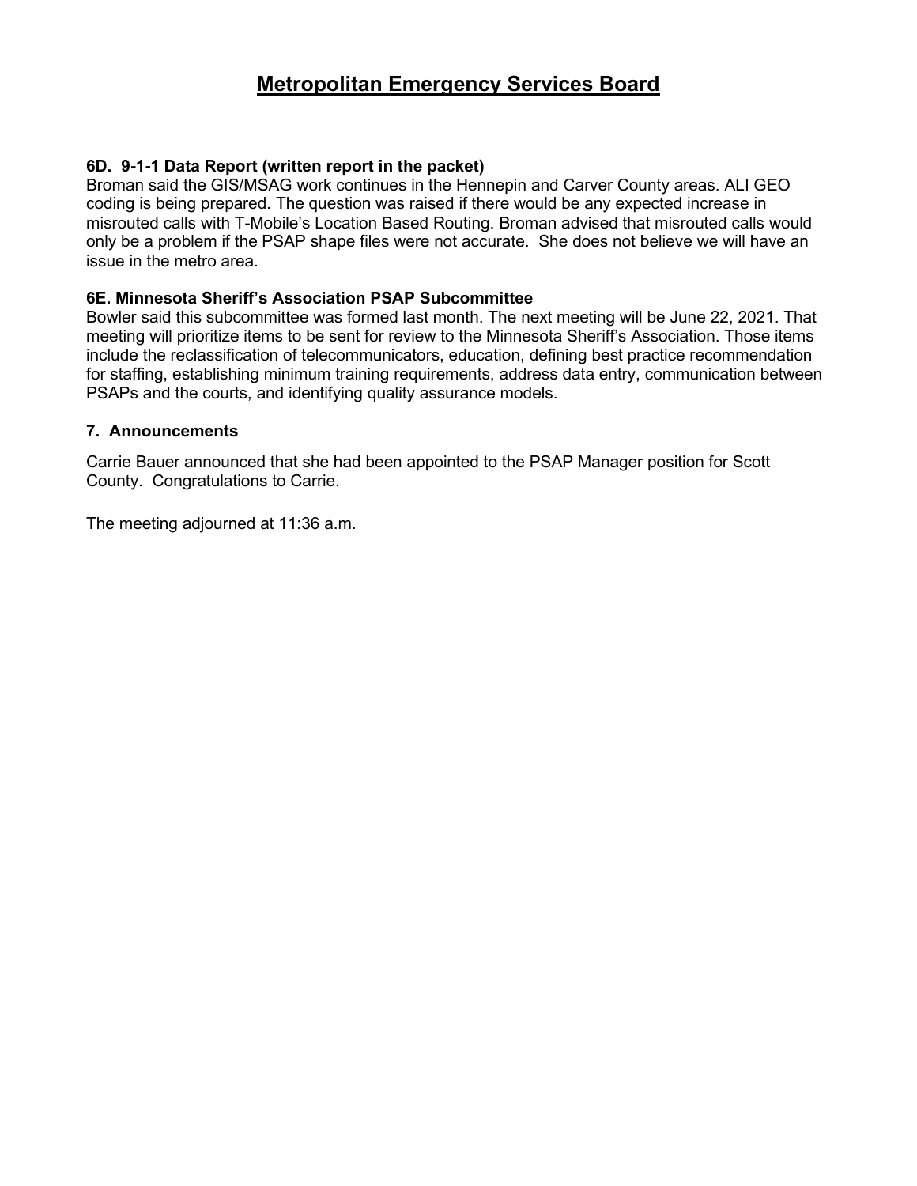# Metropolitan Emergency Services Board

### 6D. 9-1-1 Data Report (written report in the packet)

Broman said the GIS/MSAG work continues in the Hennepin and Carver County areas. ALI GEO coding is being prepared. The question was raised if there would be any expected increase in misrouted calls with T-Mobile's Location Based Routing. Broman advised that misrouted calls would only be a problem if the PSAP shape files were not accurate. She does not believe we will have an issue in the metro area.

### 6E. Minnesota Sheriff's Association PSAP Subcommittee

Bowler said this subcommittee was formed last month. The next meeting will be June 22, 2021. That meeting will prioritize items to be sent for review to the Minnesota Sheriff's Association. Those items include the reclassification of telecommunicators, education, defining best practice recommendation for staffing, establishing minimum training requirements, address data entry, communication between PSAPs and the courts, and identifying quality assurance models.

### 7. Announcements

Carrie Bauer announced that she had been appointed to the PSAP Manager position for Scott County. Congratulations to Carrie.

The meeting adjourned at 11:36 a.m.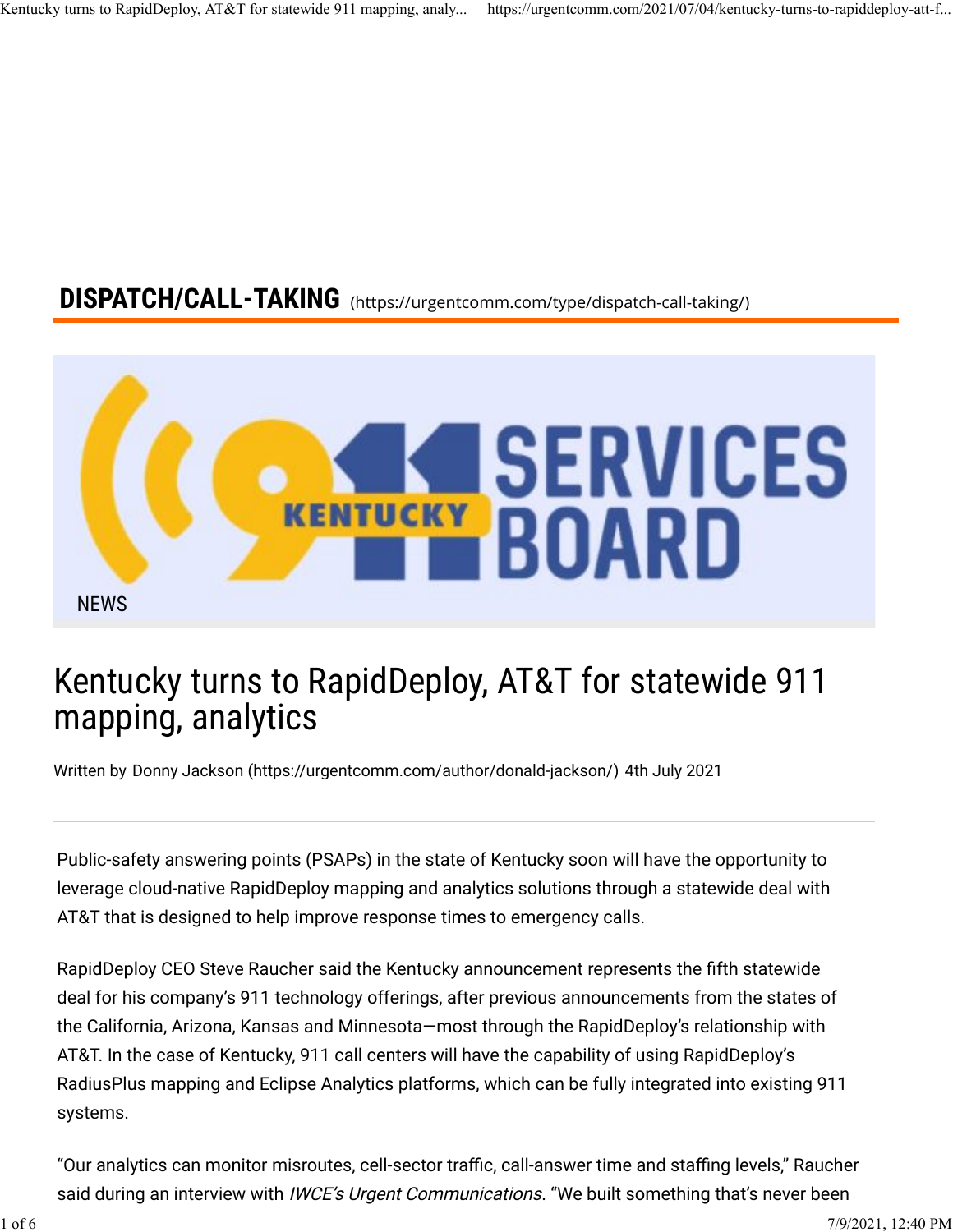**DISPATCH/CALL-TAKING** (https://urgentcomm.com/type/dispatch-call-taking/)

NEWS

# Kentucky turns to RapidDeploy, AT&T for statewide 911 mapping, analytics

Written by Donny Jackson (https://urgentcomm.com/author/donald-jackson/) 4th July 2021

Public-safety answering points (PSAPs) in the state of Kentucky soon will have the opportunity to leverage cloud-native RapidDeploy mapping and analytics solutions through a statewide deal with AT&T that is designed to help improve response times to emergency calls.

RapidDeploy CEO Steve Raucher said the Kentucky announcement represents the fifth statewide deal for his company's 911 technology offerings, after previous announcements from the states of the California, Arizona, Kansas and Minnesota—most through the RapidDeploy's relationship with AT&T. In the case of Kentucky, 911 call centers will have the capability of using RapidDeploy's RadiusPlus mapping and Eclipse Analytics platforms, which can be fully integrated into existing 911 systems.

"Our analytics can monitor misroutes, cell-sector traffic, call-answer time and staffing levels," Raucher said during an interview with *IWCE's Urgent Communications*. "We built something that's never been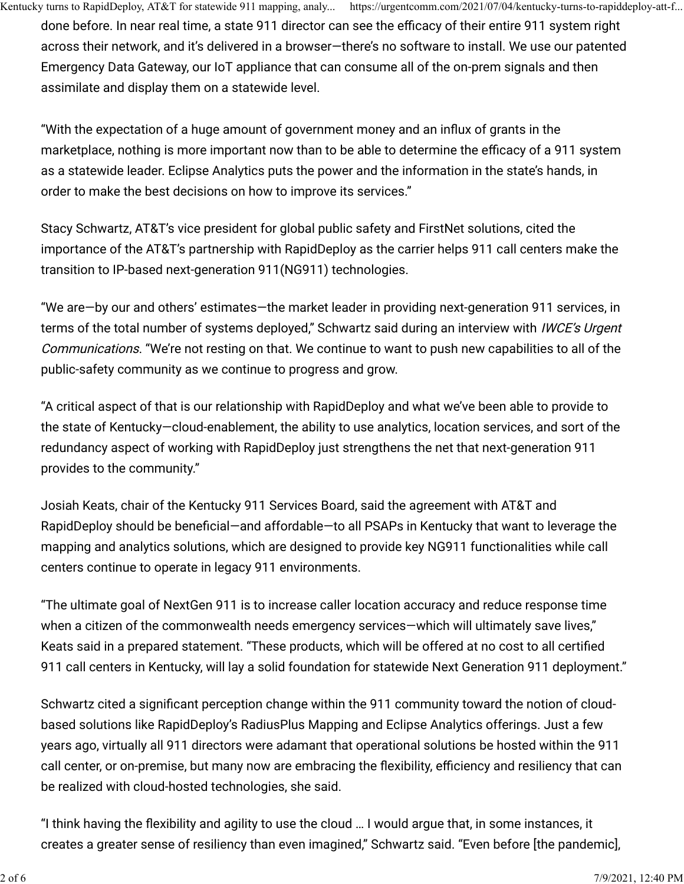done before. In near real time, a state 911 director can see the efficacy of their entire 911 system right across their network, and it's delivered in a browser—there's no software to install. We use our patented Emergency Data Gateway, our IoT appliance that can consume all of the on-prem signals and then assimilate and display them on a statewide level.

"With the expectation of a huge amount of government money and an influx of grants in the marketplace, nothing is more important now than to be able to determine the efficacy of a 911 system as a statewide leader. Eclipse Analytics puts the power and the information in the state's hands, in order to make the best decisions on how to improve its services."

Stacy Schwartz, AT&T's vice president for global public safety and FirstNet solutions, cited the importance of the AT&T's partnership with RapidDeploy as the carrier helps 911 call centers make the transition to IP-based next-generation 911(NG911) technologies.

"We are—by our and others' estimates—the market leader in providing next-generation 911 services, in terms of the total number of systems deployed," Schwartz said during an interview with *IWCE's Urgent Communications*. "We're not resting on that. We continue to want to push new capabilities to all of the public-safety community as we continue to progress and grow.

"A critical aspect of that is our relationship with RapidDeploy and what we've been able to provide to the state of Kentucky—cloud-enablement, the ability to use analytics, location services, and sort of the redundancy aspect of working with RapidDeploy just strengthens the net that next-generation 911 provides to the community."

Josiah Keats, chair of the Kentucky 911 Services Board, said the agreement with AT&T and RapidDeploy should be beneficial—and affordable—to all PSAPs in Kentucky that want to leverage the mapping and analytics solutions, which are designed to provide key NG911 functionalities while call centers continue to operate in legacy 911 environments.

"The ultimate goal of NextGen 911 is to increase caller location accuracy and reduce response time when a citizen of the commonwealth needs emergency services—which will ultimately save lives," Keats said in a prepared statement. "These products, which will be offered at no cost to all certified 911 call centers in Kentucky, will lay a solid foundation for statewide Next Generation 911 deployment."

Schwartz cited a significant perception change within the 911 community toward the notion of cloud-based solutions like RapidDeploy's RadiusPlus Mapping and Eclipse Analytics offerings. Just a few years ago, virtually all 911 directors were adamant that operational solutions be hosted within the 911 call center, or on-premise, but many now are embracing the flexibility, efficiency and resiliency that can be realized with cloud-hosted technologies, she said.

"I think having the flexibility and agility to use the cloud … I would argue that, in some instances, it creates a greater sense of resiliency than even imagined," Schwartz said. "Even before [the pandemic],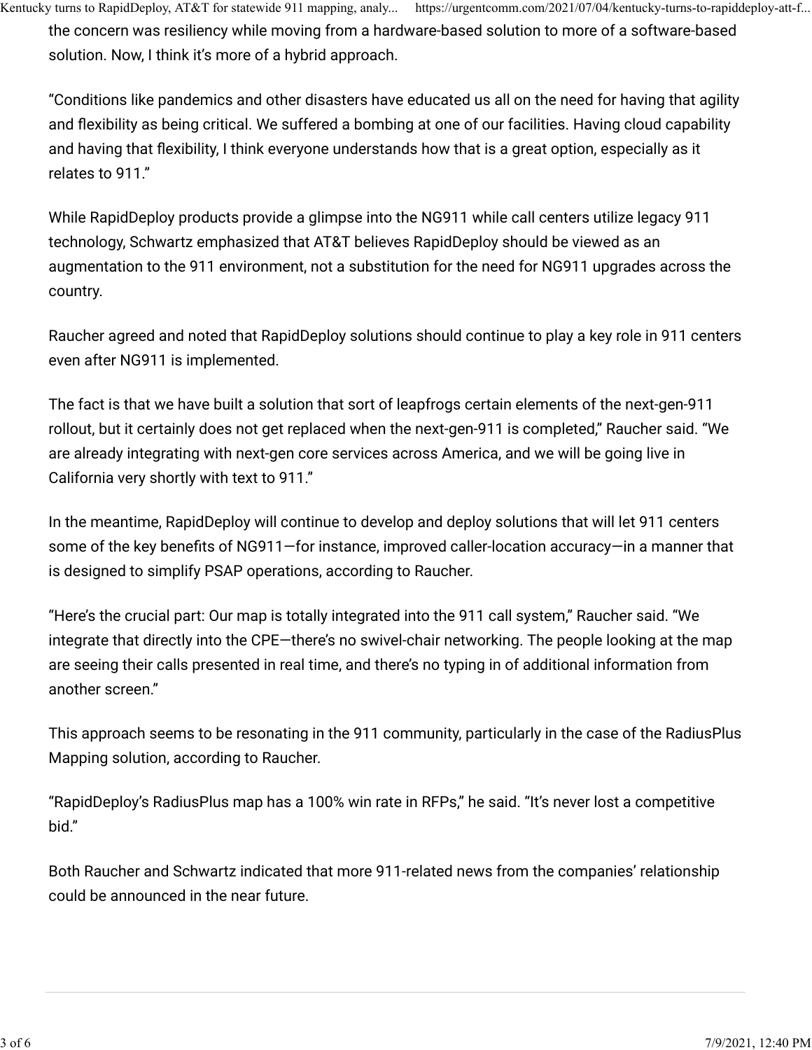the concern was resiliency while moving from a hardware-based solution to more of a software-based solution. Now, I think it's more of a hybrid approach.

"Conditions like pandemics and other disasters have educated us all on the need for having that agility and flexibility as being critical. We suffered a bombing at one of our facilities. Having cloud capability and having that flexibility, I think everyone understands how that is a great option, especially as it relates to 911."

While RapidDeploy products provide a glimpse into the NG911 while call centers utilize legacy 911 technology, Schwartz emphasized that AT&T believes RapidDeploy should be viewed as an augmentation to the 911 environment, not a substitution for the need for NG911 upgrades across the country.

Raucher agreed and noted that RapidDeploy solutions should continue to play a key role in 911 centers even after NG911 is implemented.

The fact is that we have built a solution that sort of leapfrogs certain elements of the next-gen-911 rollout, but it certainly does not get replaced when the next-gen-911 is completed," Raucher said. "We are already integrating with next-gen core services across America, and we will be going live in California very shortly with text to 911."

In the meantime, RapidDeploy will continue to develop and deploy solutions that will let 911 centers some of the key benefits of NG911—for instance, improved caller-location accuracy—in a manner that is designed to simplify PSAP operations, according to Raucher.

"Here's the crucial part: Our map is totally integrated into the 911 call system," Raucher said. "We integrate that directly into the CPE—there's no swivel-chair networking. The people looking at the map are seeing their calls presented in real time, and there's no typing in of additional information from another screen."

This approach seems to be resonating in the 911 community, particularly in the case of the RadiusPlus Mapping solution, according to Raucher.

"RapidDeploy's RadiusPlus map has a 100% win rate in RFPs," he said. "It's never lost a competitive bid."

Both Raucher and Schwartz indicated that more 911-related news from the companies' relationship could be announced in the near future.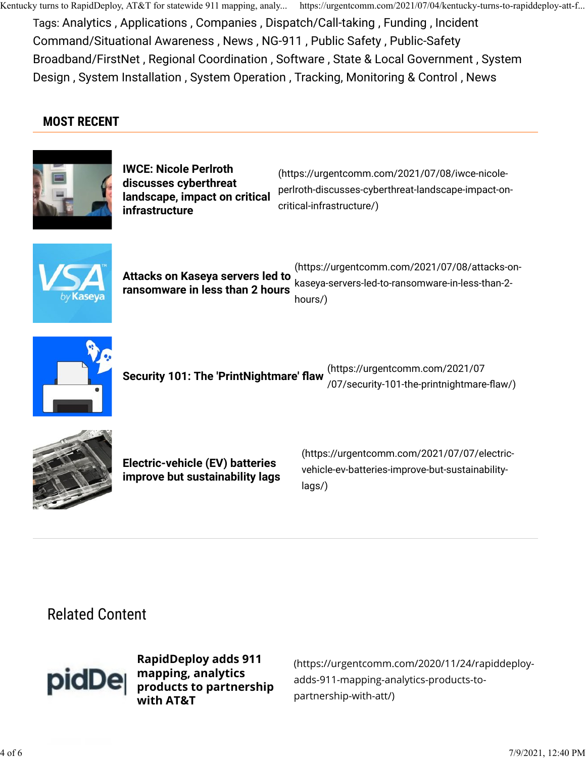Tags: Analytics , Applications , Companies , Dispatch/Call-taking , Funding , Incident Command/Situational Awareness , News , NG-911 , Public Safety , Public-Safety Broadband/FirstNet , Regional Coordination , Software , State & Local Government , System Design , System Installation , System Operation , Tracking, Monitoring & Control , News

## MOST RECENT

**IWCE: Nicole Perlroth discusses cyberthreat landscape, impact on critical infrastructure** (https://urgentcomm.com/2021/07/08/iwce-nicole-perlroth-discusses-cyberthreat-landscape-impact-on-critical-infrastructure/)

**Attacks on Kaseya servers led to ransomware in less than 2 hours** (https://urgentcomm.com/2021/07/08/attacks-on-kaseya-servers-led-to-ransomware-in-less-than-2-hours/)

**Security 101: The 'PrintNightmare' flaw** (https://urgentcomm.com/2021/07/07/security-101-the-printnightmare-flaw/)

**Electric-vehicle (EV) batteries improve but sustainability lags** (https://urgentcomm.com/2021/07/07/electric-vehicle-ev-batteries-improve-but-sustainability-lags/)

## Related Content

**RapidDeploy adds 911 mapping, analytics products to partnership with AT&T** (https://urgentcomm.com/2020/11/24/rapiddeploy-adds-911-mapping-analytics-products-to-partnership-with-att/)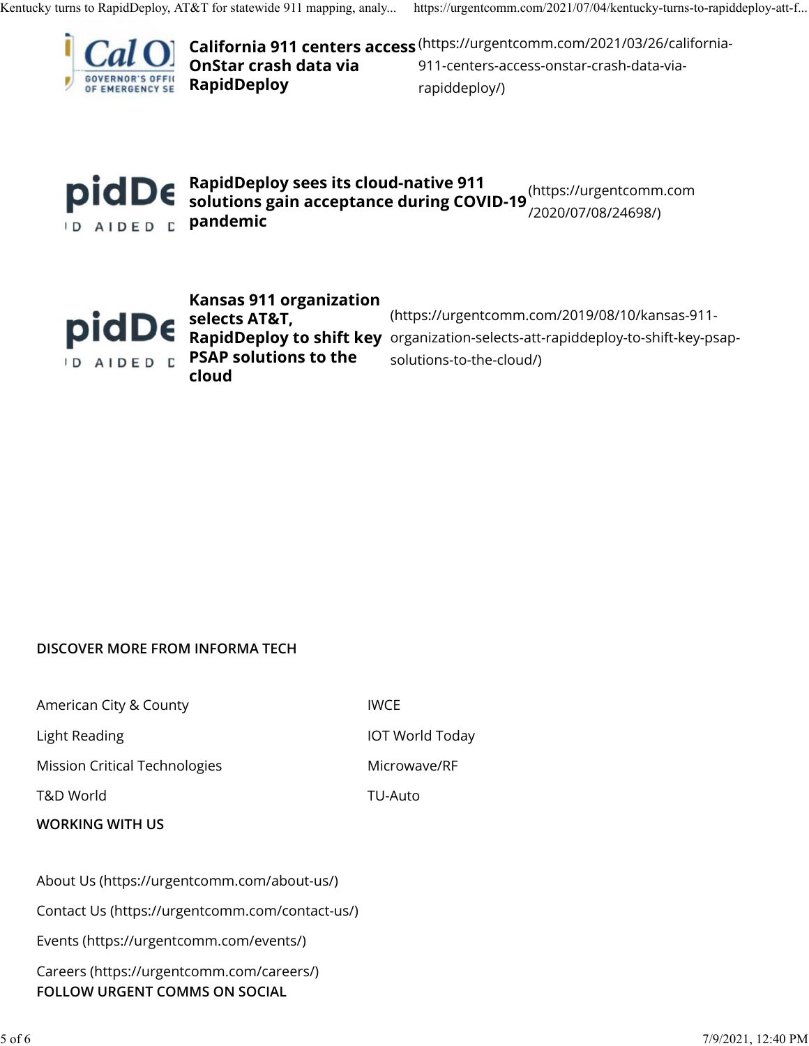**California 911 centers access OnStar crash data via RapidDeploy** (https://urgentcomm.com/2021/03/26/california-911-centers-access-onstar-crash-data-via-rapiddeploy/)

**RapidDeploy sees its cloud-native 911 solutions gain acceptance during COVID-19 pandemic** (https://urgentcomm.com/2020/07/08/24698/)

**Kansas 911 organization selects AT&T, RapidDeploy to shift key PSAP solutions to the cloud** (https://urgentcomm.com/2019/08/10/kansas-911-organization-selects-att-rapiddeploy-to-shift-key-psap-solutions-to-the-cloud/)

**DISCOVER MORE FROM INFORMA TECH**

American City & County

IWCE

Light Reading

IOT World Today

Mission Critical Technologies

Microwave/RF

T&D World

TU-Auto

**WORKING WITH US**

About Us (https://urgentcomm.com/about-us/)

Contact Us (https://urgentcomm.com/contact-us/)

Events (https://urgentcomm.com/events/)

Careers (https://urgentcomm.com/careers/)

**FOLLOW URGENT COMMS ON SOCIAL**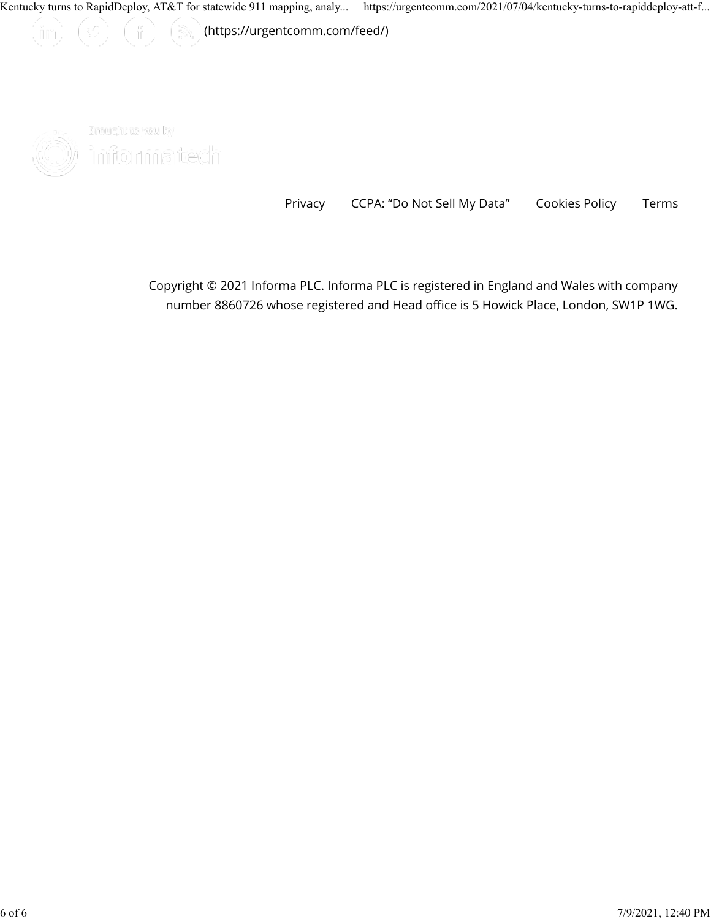(https://urgentcomm.com/feed/)

Brought to you by informa tech

Privacy CCPA: “Do Not Sell My Data” Cookies Policy Terms

Copyright © 2021 Informa PLC. Informa PLC is registered in England and Wales with company number 8860726 whose registered and Head office is 5 Howick Place, London, SW1P 1WG.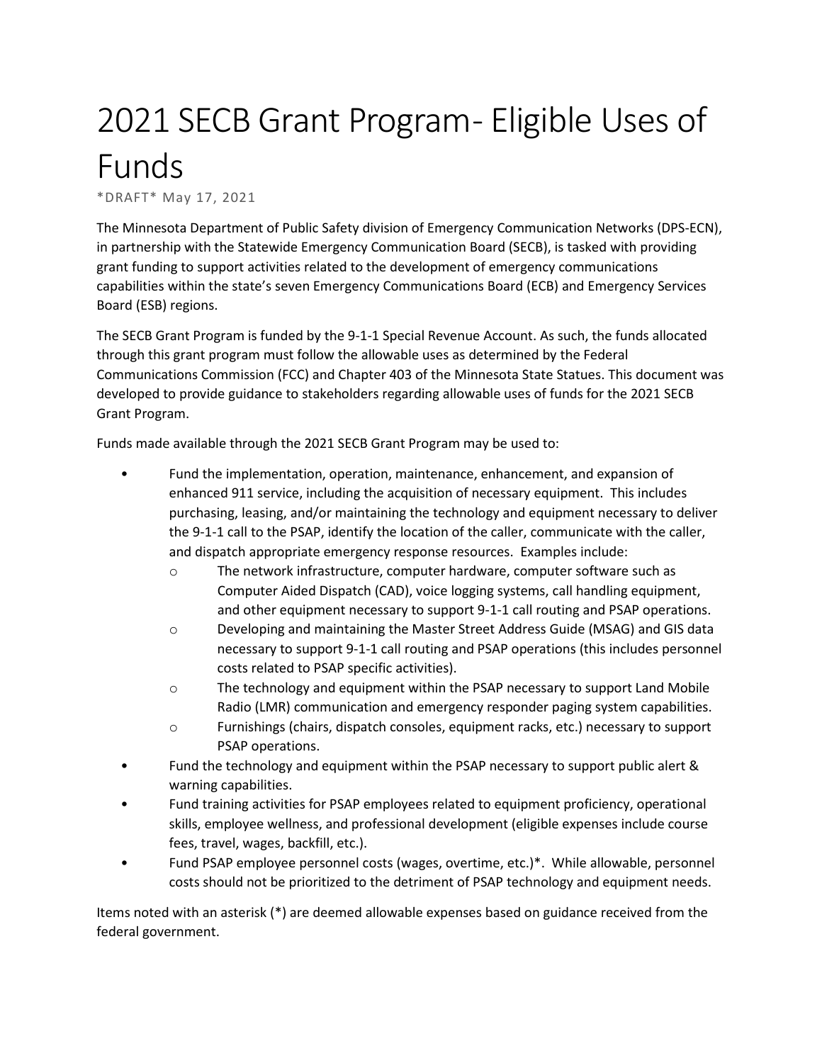# 2021 SECB Grant Program- Eligible Uses of Funds

*DRAFT* May 17, 2021

The Minnesota Department of Public Safety division of Emergency Communication Networks (DPS-ECN), in partnership with the Statewide Emergency Communication Board (SECB), is tasked with providing grant funding to support activities related to the development of emergency communications capabilities within the state's seven Emergency Communications Board (ECB) and Emergency Services Board (ESB) regions.

The SECB Grant Program is funded by the 9-1-1 Special Revenue Account. As such, the funds allocated through this grant program must follow the allowable uses as determined by the Federal Communications Commission (FCC) and Chapter 403 of the Minnesota State Statues. This document was developed to provide guidance to stakeholders regarding allowable uses of funds for the 2021 SECB Grant Program.

Funds made available through the 2021 SECB Grant Program may be used to:

- Fund the implementation, operation, maintenance, enhancement, and expansion of enhanced 911 service, including the acquisition of necessary equipment. This includes purchasing, leasing, and/or maintaining the technology and equipment necessary to deliver the 9-1-1 call to the PSAP, identify the location of the caller, communicate with the caller, and dispatch appropriate emergency response resources. Examples include:
  - The network infrastructure, computer hardware, computer software such as Computer Aided Dispatch (CAD), voice logging systems, call handling equipment, and other equipment necessary to support 9-1-1 call routing and PSAP operations.
  - Developing and maintaining the Master Street Address Guide (MSAG) and GIS data necessary to support 9-1-1 call routing and PSAP operations (this includes personnel costs related to PSAP specific activities).
  - The technology and equipment within the PSAP necessary to support Land Mobile Radio (LMR) communication and emergency responder paging system capabilities.
  - Furnishings (chairs, dispatch consoles, equipment racks, etc.) necessary to support PSAP operations.
- Fund the technology and equipment within the PSAP necessary to support public alert & warning capabilities.
- Fund training activities for PSAP employees related to equipment proficiency, operational skills, employee wellness, and professional development (eligible expenses include course fees, travel, wages, backfill, etc.).
- Fund PSAP employee personnel costs (wages, overtime, etc.)*. While allowable, personnel costs should not be prioritized to the detriment of PSAP technology and equipment needs.

Items noted with an asterisk (*) are deemed allowable expenses based on guidance received from the federal government.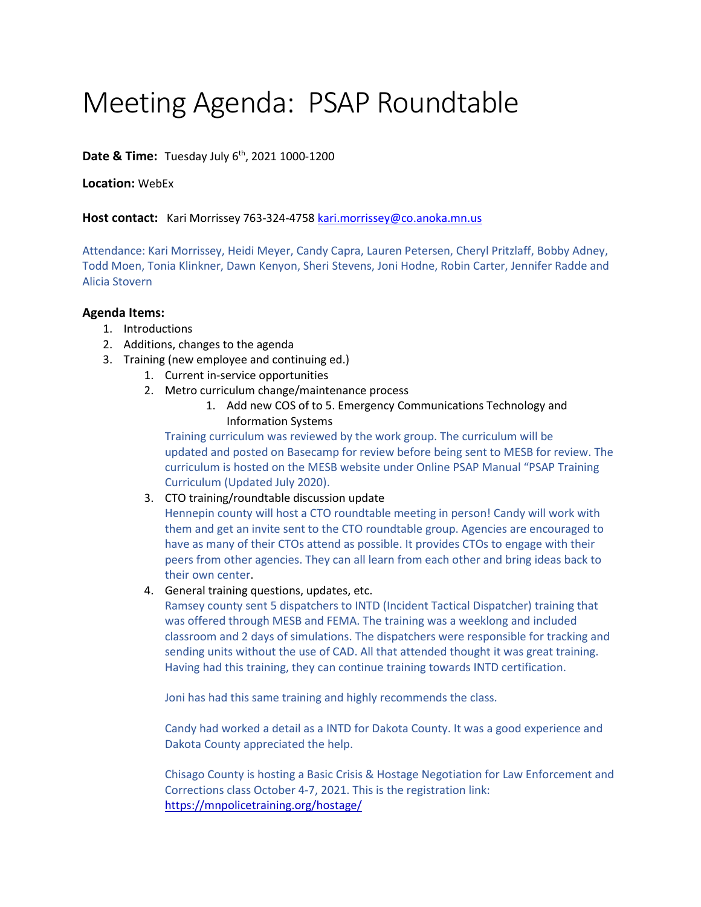# Meeting Agenda: PSAP Roundtable

**Date & Time:** Tuesday July 6th, 2021 1000-1200

**Location:** WebEx

**Host contact:** Kari Morrissey 763-324-4758 [kari.morrissey@co.anoka.mn.us](mailto:kari.morrissey@co.anoka.mn.us)

Attendance: Kari Morrissey, Heidi Meyer, Candy Capra, Lauren Petersen, Cheryl Pritzlaff, Bobby Adney, Todd Moen, Tonia Klinkner, Dawn Kenyon, Sheri Stevens, Joni Hodne, Robin Carter, Jennifer Radde and Alicia Stovern

**Agenda Items:**

1. Introductions
2. Additions, changes to the agenda
3. Training (new employee and continuing ed.)
    1. Current in-service opportunities
    2. Metro curriculum change/maintenance process
        1. Add new COS of to 5. Emergency Communications Technology and Information Systems

        Training curriculum was reviewed by the work group. The curriculum will be updated and posted on Basecamp for review before being sent to MESB for review. The curriculum is hosted on the MESB website under Online PSAP Manual "PSAP Training Curriculum (Updated July 2020).
    3. CTO training/roundtable discussion update

        Hennepin county will host a CTO roundtable meeting in person! Candy will work with them and get an invite sent to the CTO roundtable group. Agencies are encouraged to have as many of their CTOs attend as possible. It provides CTOs to engage with their peers from other agencies. They can all learn from each other and bring ideas back to their own center.
    4. General training questions, updates, etc.

        Ramsey county sent 5 dispatchers to INTD (Incident Tactical Dispatcher) training that was offered through MESB and FEMA. The training was a weeklong and included classroom and 2 days of simulations. The dispatchers were responsible for tracking and sending units without the use of CAD. All that attended thought it was great training. Having had this training, they can continue training towards INTD certification.

        Joni has had this same training and highly recommends the class.

        Candy had worked a detail as a INTD for Dakota County. It was a good experience and Dakota County appreciated the help.

        Chisago County is hosting a Basic Crisis & Hostage Negotiation for Law Enforcement and Corrections class October 4-7, 2021. This is the registration link: [https://mnpolicetraining.org/hostage/](https://mnpolicetraining.org/hostage/)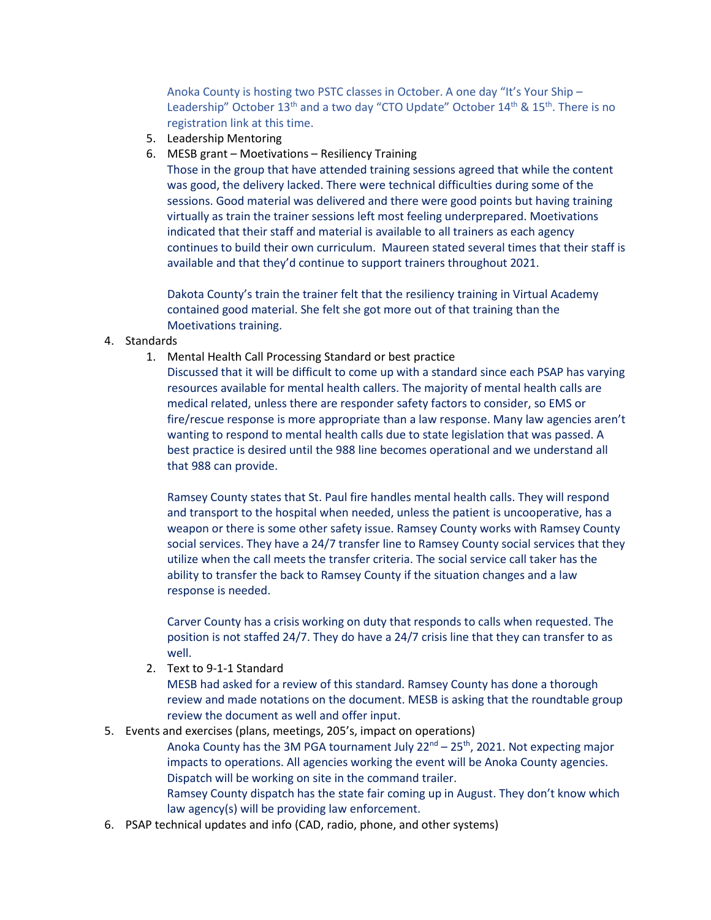Anoka County is hosting two PSTC classes in October. A one day "It's Your Ship – Leadership" October 13th and a two day "CTO Update" October 14th & 15th. There is no registration link at this time.

5. Leadership Mentoring
6. MESB grant – Moetivations – Resiliency Training

   Those in the group that have attended training sessions agreed that while the content was good, the delivery lacked. There were technical difficulties during some of the sessions. Good material was delivered and there were good points but having training virtually as train the trainer sessions left most feeling underprepared. Moetivations indicated that their staff and material is available to all trainers as each agency continues to build their own curriculum. Maureen stated several times that their staff is available and that they'd continue to support trainers throughout 2021.

   Dakota County's train the trainer felt that the resiliency training in Virtual Academy contained good material. She felt she got more out of that training than the Moetivations training.

4. Standards
   1. Mental Health Call Processing Standard or best practice

      Discussed that it will be difficult to come up with a standard since each PSAP has varying resources available for mental health callers. The majority of mental health calls are medical related, unless there are responder safety factors to consider, so EMS or fire/rescue response is more appropriate than a law response. Many law agencies aren't wanting to respond to mental health calls due to state legislation that was passed. A best practice is desired until the 988 line becomes operational and we understand all that 988 can provide.

      Ramsey County states that St. Paul fire handles mental health calls. They will respond and transport to the hospital when needed, unless the patient is uncooperative, has a weapon or there is some other safety issue. Ramsey County works with Ramsey County social services. They have a 24/7 transfer line to Ramsey County social services that they utilize when the call meets the transfer criteria. The social service call taker has the ability to transfer the back to Ramsey County if the situation changes and a law response is needed.

      Carver County has a crisis working on duty that responds to calls when requested. The position is not staffed 24/7. They do have a 24/7 crisis line that they can transfer to as well.

   2. Text to 9-1-1 Standard

      MESB had asked for a review of this standard. Ramsey County has done a thorough review and made notations on the document. MESB is asking that the roundtable group review the document as well and offer input.

5. Events and exercises (plans, meetings, 205's, impact on operations)

   Anoka County has the 3M PGA tournament July 22nd – 25th, 2021. Not expecting major impacts to operations. All agencies working the event will be Anoka County agencies. Dispatch will be working on site in the command trailer.

   Ramsey County dispatch has the state fair coming up in August. They don't know which law agency(s) will be providing law enforcement.

6. PSAP technical updates and info (CAD, radio, phone, and other systems)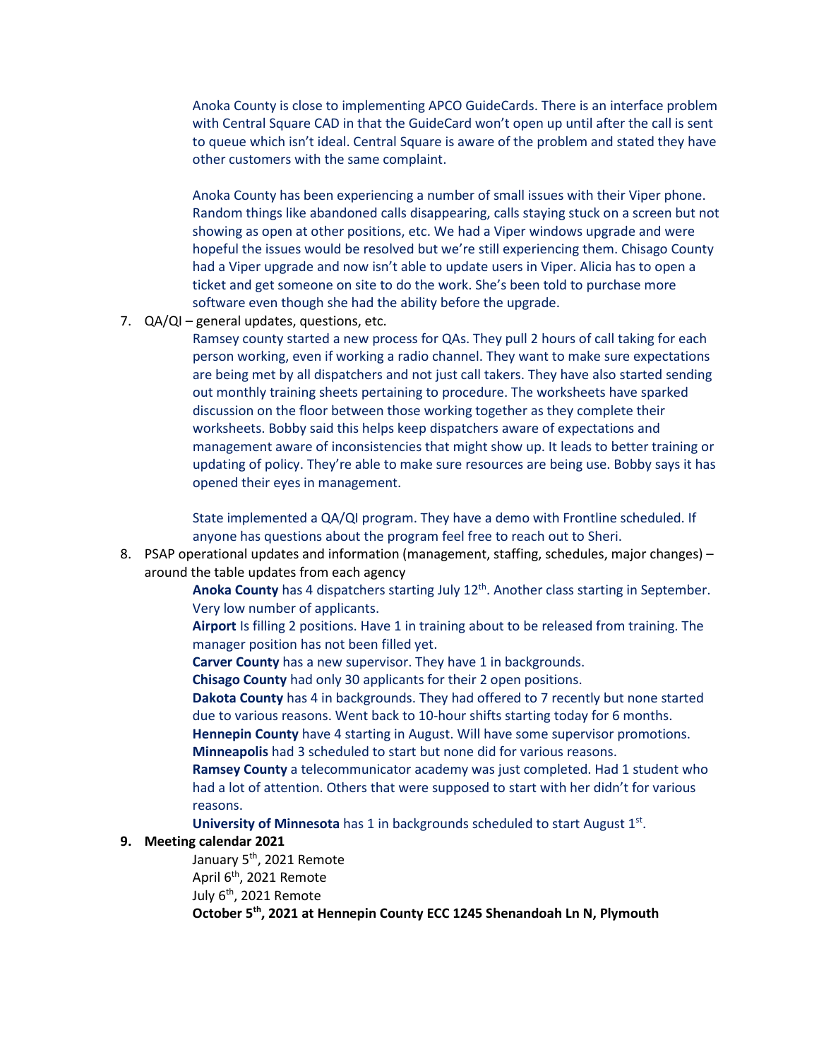Anoka County is close to implementing APCO GuideCards. There is an interface problem with Central Square CAD in that the GuideCard won't open up until after the call is sent to queue which isn't ideal. Central Square is aware of the problem and stated they have other customers with the same complaint.

Anoka County has been experiencing a number of small issues with their Viper phone. Random things like abandoned calls disappearing, calls staying stuck on a screen but not showing as open at other positions, etc. We had a Viper windows upgrade and were hopeful the issues would be resolved but we're still experiencing them. Chisago County had a Viper upgrade and now isn't able to update users in Viper. Alicia has to open a ticket and get someone on site to do the work. She's been told to purchase more software even though she had the ability before the upgrade.

7. QA/QI – general updates, questions, etc.

    Ramsey county started a new process for QAs. They pull 2 hours of call taking for each person working, even if working a radio channel. They want to make sure expectations are being met by all dispatchers and not just call takers. They have also started sending out monthly training sheets pertaining to procedure. The worksheets have sparked discussion on the floor between those working together as they complete their worksheets. Bobby said this helps keep dispatchers aware of expectations and management aware of inconsistencies that might show up. It leads to better training or updating of policy. They're able to make sure resources are being use. Bobby says it has opened their eyes in management.

    State implemented a QA/QI program. They have a demo with Frontline scheduled. If anyone has questions about the program feel free to reach out to Sheri.

8. PSAP operational updates and information (management, staffing, schedules, major changes) – around the table updates from each agency

    **Anoka County** has 4 dispatchers starting July 12th. Another class starting in September. Very low number of applicants.
    **Airport** Is filling 2 positions. Have 1 in training about to be released from training. The manager position has not been filled yet.
    **Carver County** has a new supervisor. They have 1 in backgrounds.
    **Chisago County** had only 30 applicants for their 2 open positions.
    **Dakota County** has 4 in backgrounds. They had offered to 7 recently but none started due to various reasons. Went back to 10-hour shifts starting today for 6 months.
    **Hennepin County** have 4 starting in August. Will have some supervisor promotions.
    **Minneapolis** had 3 scheduled to start but none did for various reasons.
    **Ramsey County** a telecommunicator academy was just completed. Had 1 student who had a lot of attention. Others that were supposed to start with her didn't for various reasons.
    **University of Minnesota** has 1 in backgrounds scheduled to start August 1st.

9. **Meeting calendar 2021**

    January 5th, 2021 Remote
    April 6th, 2021 Remote
    July 6th, 2021 Remote
    **October 5th, 2021 at Hennepin County ECC 1245 Shenandoah Ln N, Plymouth**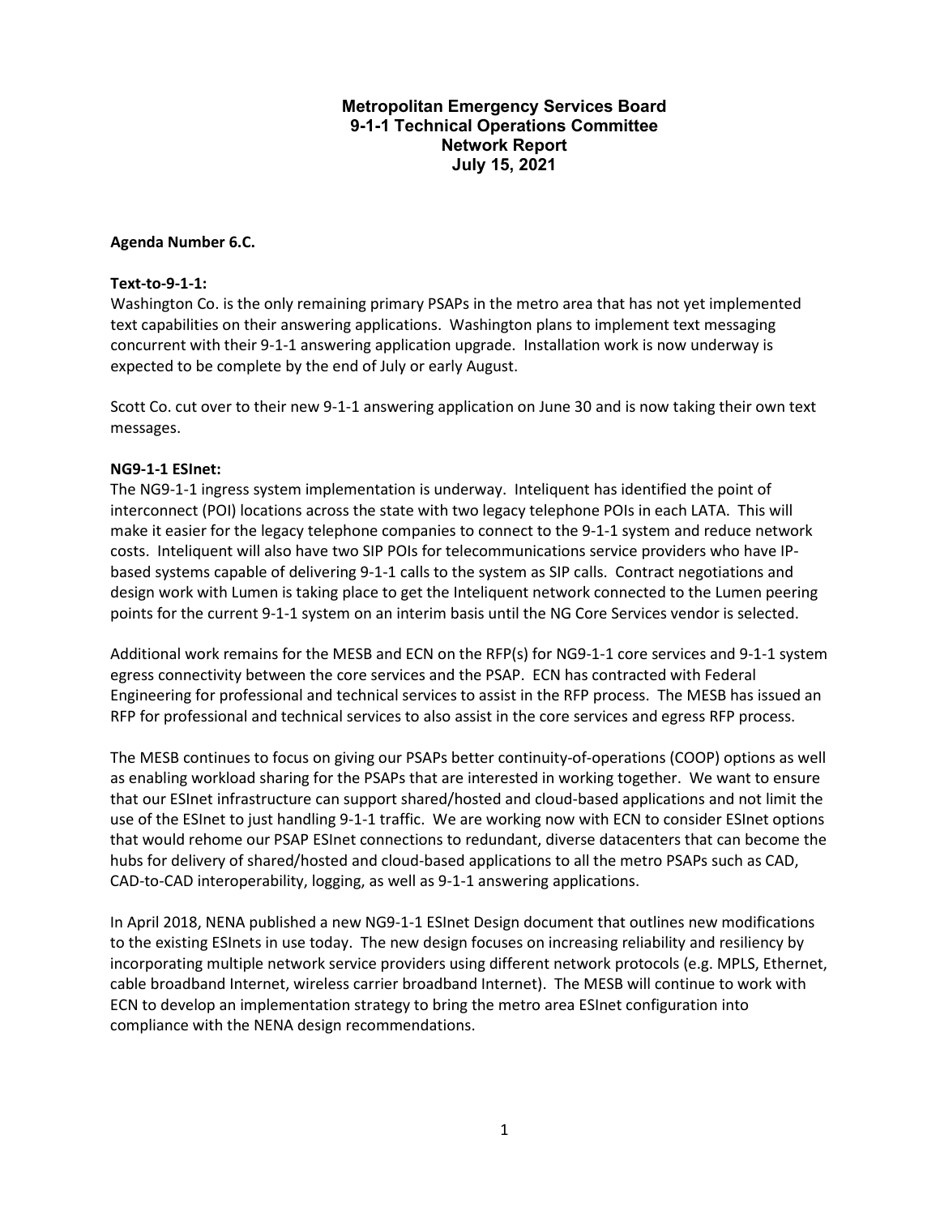**Metropolitan Emergency Services Board**
**9-1-1 Technical Operations Committee**
**Network Report**
**July 15, 2021**

**Agenda Number 6.C.**

**Text-to-9-1-1:**

Washington Co. is the only remaining primary PSAPs in the metro area that has not yet implemented text capabilities on their answering applications. Washington plans to implement text messaging concurrent with their 9-1-1 answering application upgrade. Installation work is now underway is expected to be complete by the end of July or early August.

Scott Co. cut over to their new 9-1-1 answering application on June 30 and is now taking their own text messages.

**NG9-1-1 ESInet:**

The NG9-1-1 ingress system implementation is underway. Inteliquent has identified the point of interconnect (POI) locations across the state with two legacy telephone POIs in each LATA. This will make it easier for the legacy telephone companies to connect to the 9-1-1 system and reduce network costs. Inteliquent will also have two SIP POIs for telecommunications service providers who have IP-based systems capable of delivering 9-1-1 calls to the system as SIP calls. Contract negotiations and design work with Lumen is taking place to get the Inteliquent network connected to the Lumen peering points for the current 9-1-1 system on an interim basis until the NG Core Services vendor is selected.

Additional work remains for the MESB and ECN on the RFP(s) for NG9-1-1 core services and 9-1-1 system egress connectivity between the core services and the PSAP. ECN has contracted with Federal Engineering for professional and technical services to assist in the RFP process. The MESB has issued an RFP for professional and technical services to also assist in the core services and egress RFP process.

The MESB continues to focus on giving our PSAPs better continuity-of-operations (COOP) options as well as enabling workload sharing for the PSAPs that are interested in working together. We want to ensure that our ESInet infrastructure can support shared/hosted and cloud-based applications and not limit the use of the ESInet to just handling 9-1-1 traffic. We are working now with ECN to consider ESInet options that would rehome our PSAP ESInet connections to redundant, diverse datacenters that can become the hubs for delivery of shared/hosted and cloud-based applications to all the metro PSAPs such as CAD, CAD-to-CAD interoperability, logging, as well as 9-1-1 answering applications.

In April 2018, NENA published a new NG9-1-1 ESInet Design document that outlines new modifications to the existing ESInets in use today. The new design focuses on increasing reliability and resiliency by incorporating multiple network service providers using different network protocols (e.g. MPLS, Ethernet, cable broadband Internet, wireless carrier broadband Internet). The MESB will continue to work with ECN to develop an implementation strategy to bring the metro area ESInet configuration into compliance with the NENA design recommendations.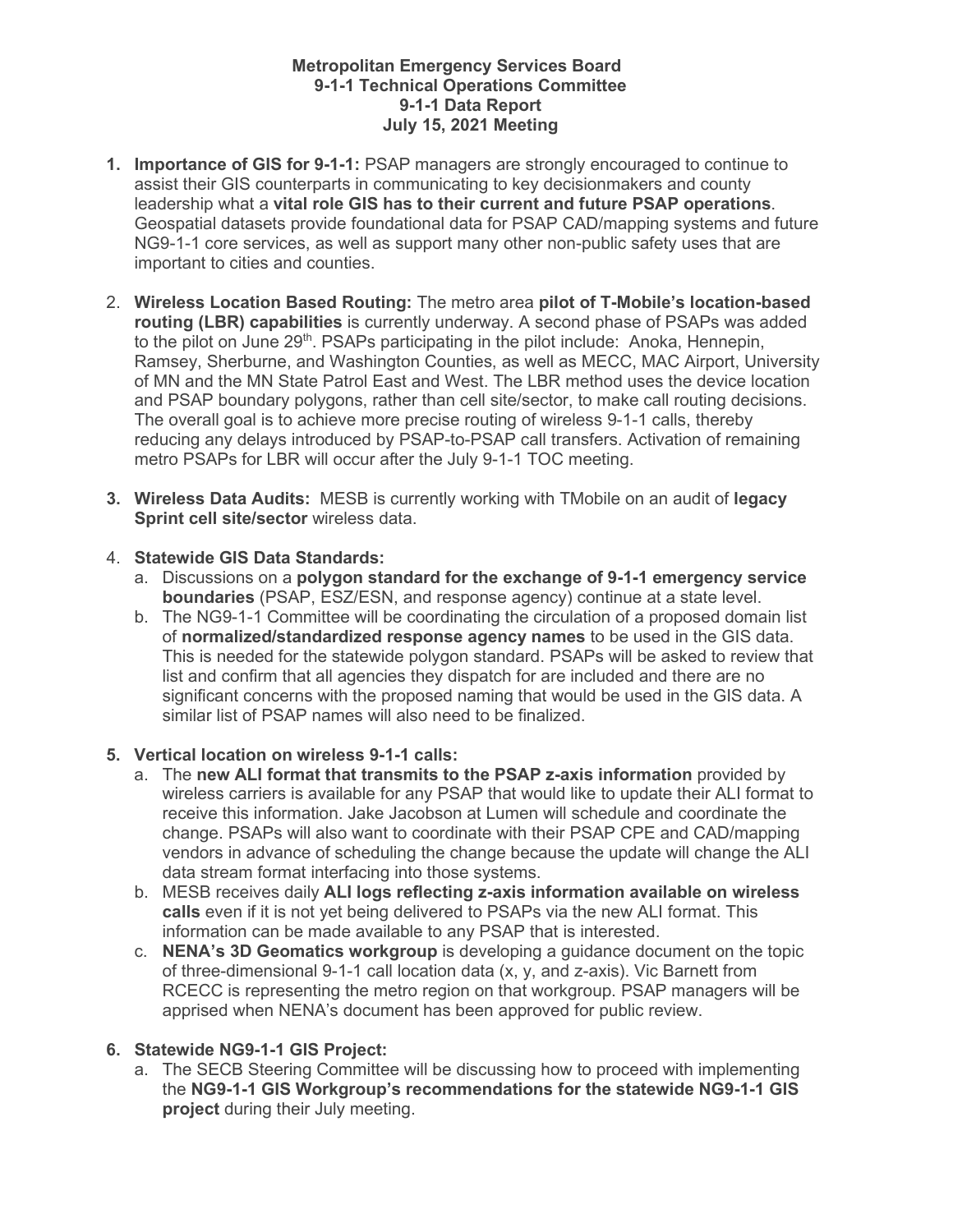**Metropolitan Emergency Services Board**
**9-1-1 Technical Operations Committee**
**9-1-1 Data Report**
**July 15, 2021 Meeting**

1. **Importance of GIS for 9-1-1:** PSAP managers are strongly encouraged to continue to assist their GIS counterparts in communicating to key decisionmakers and county leadership what a **vital role GIS has to their current and future PSAP operations**. Geospatial datasets provide foundational data for PSAP CAD/mapping systems and future NG9-1-1 core services, as well as support many other non-public safety uses that are important to cities and counties.

2. **Wireless Location Based Routing:** The metro area **pilot of T-Mobile's location-based routing (LBR) capabilities** is currently underway. A second phase of PSAPs was added to the pilot on June 29th. PSAPs participating in the pilot include: Anoka, Hennepin, Ramsey, Sherburne, and Washington Counties, as well as MECC, MAC Airport, University of MN and the MN State Patrol East and West. The LBR method uses the device location and PSAP boundary polygons, rather than cell site/sector, to make call routing decisions. The overall goal is to achieve more precise routing of wireless 9-1-1 calls, thereby reducing any delays introduced by PSAP-to-PSAP call transfers. Activation of remaining metro PSAPs for LBR will occur after the July 9-1-1 TOC meeting.

3. **Wireless Data Audits:** MESB is currently working with TMobile on an audit of **legacy Sprint cell site/sector** wireless data.

4. **Statewide GIS Data Standards:**
   a. Discussions on a **polygon standard for the exchange of 9-1-1 emergency service boundaries** (PSAP, ESZ/ESN, and response agency) continue at a state level.
   b. The NG9-1-1 Committee will be coordinating the circulation of a proposed domain list of **normalized/standardized response agency names** to be used in the GIS data. This is needed for the statewide polygon standard. PSAPs will be asked to review that list and confirm that all agencies they dispatch for are included and there are no significant concerns with the proposed naming that would be used in the GIS data. A similar list of PSAP names will also need to be finalized.

5. **Vertical location on wireless 9-1-1 calls:**
   a. The **new ALI format that transmits to the PSAP z-axis information** provided by wireless carriers is available for any PSAP that would like to update their ALI format to receive this information. Jake Jacobson at Lumen will schedule and coordinate the change. PSAPs will also want to coordinate with their PSAP CPE and CAD/mapping vendors in advance of scheduling the change because the update will change the ALI data stream format interfacing into those systems.
   b. MESB receives daily **ALI logs reflecting z-axis information available on wireless calls** even if it is not yet being delivered to PSAPs via the new ALI format. This information can be made available to any PSAP that is interested.
   c. **NENA's 3D Geomatics workgroup** is developing a guidance document on the topic of three-dimensional 9-1-1 call location data (x, y, and z-axis). Vic Barnett from RCECC is representing the metro region on that workgroup. PSAP managers will be apprised when NENA's document has been approved for public review.

6. **Statewide NG9-1-1 GIS Project:**
   a. The SECB Steering Committee will be discussing how to proceed with implementing the **NG9-1-1 GIS Workgroup's recommendations for the statewide NG9-1-1 GIS project** during their July meeting.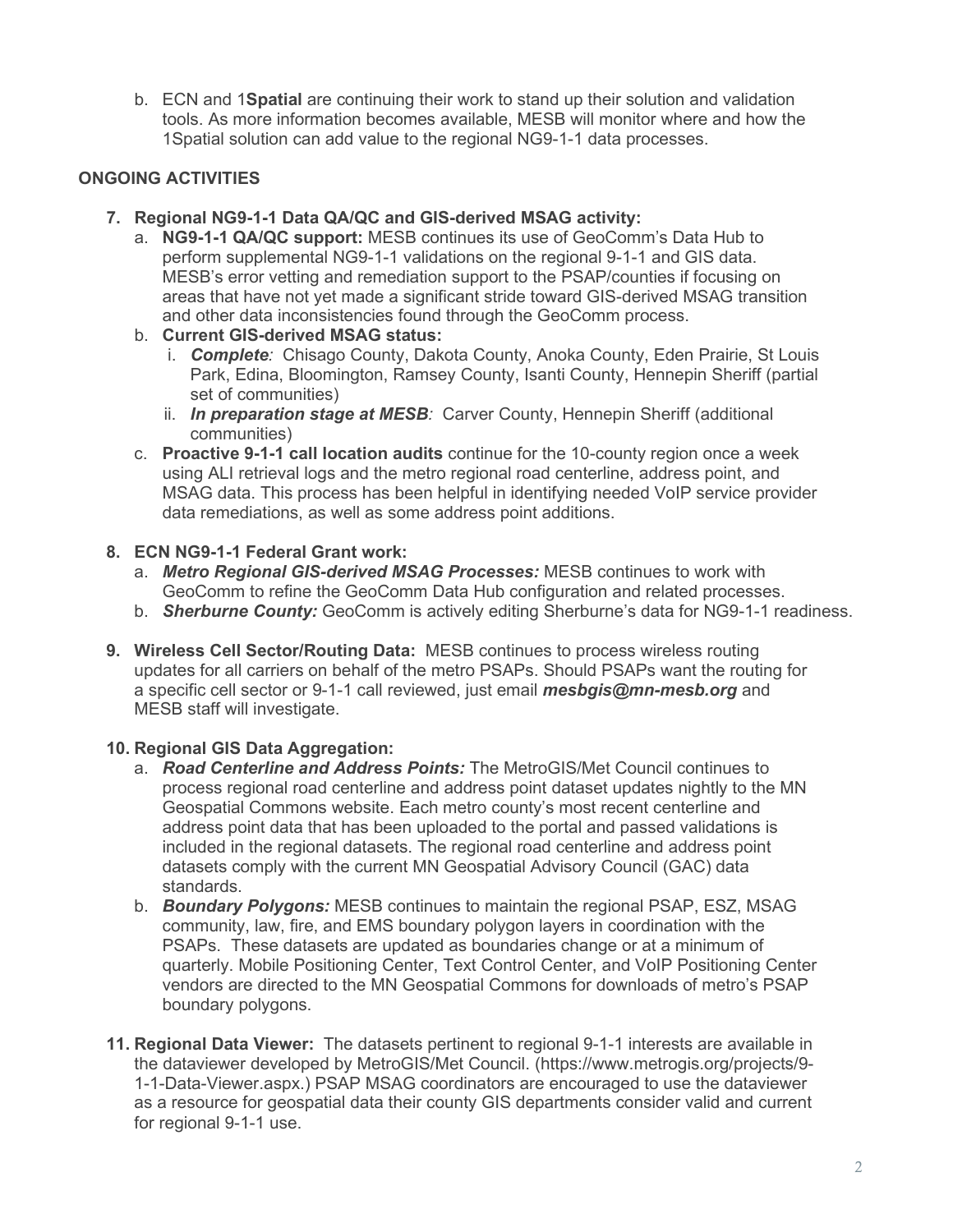b. ECN and 1**Spatial** are continuing their work to stand up their solution and validation tools. As more information becomes available, MESB will monitor where and how the 1Spatial solution can add value to the regional NG9-1-1 data processes.

## ONGOING ACTIVITIES

7. **Regional NG9-1-1 Data QA/QC and GIS-derived MSAG activity:**
   a. **NG9-1-1 QA/QC support:** MESB continues its use of GeoComm's Data Hub to perform supplemental NG9-1-1 validations on the regional 9-1-1 and GIS data. MESB's error vetting and remediation support to the PSAP/counties if focusing on areas that have not yet made a significant stride toward GIS-derived MSAG transition and other data inconsistencies found through the GeoComm process.
   b. **Current GIS-derived MSAG status:**
      i. ***Complete**:* Chisago County, Dakota County, Anoka County, Eden Prairie, St Louis Park, Edina, Bloomington, Ramsey County, Isanti County, Hennepin Sheriff (partial set of communities)
      ii. ***In preparation stage at MESB**:* Carver County, Hennepin Sheriff (additional communities)
   c. **Proactive 9-1-1 call location audits** continue for the 10-county region once a week using ALI retrieval logs and the metro regional road centerline, address point, and MSAG data. This process has been helpful in identifying needed VoIP service provider data remediations, as well as some address point additions.

8. **ECN NG9-1-1 Federal Grant work:**
   a. ***Metro Regional GIS-derived MSAG Processes:*** MESB continues to work with GeoComm to refine the GeoComm Data Hub configuration and related processes.
   b. ***Sherburne County:*** GeoComm is actively editing Sherburne's data for NG9-1-1 readiness.

9. **Wireless Cell Sector/Routing Data:** MESB continues to process wireless routing updates for all carriers on behalf of the metro PSAPs. Should PSAPs want the routing for a specific cell sector or 9-1-1 call reviewed, just email ***mesbgis@mn-mesb.org*** and MESB staff will investigate.

10. **Regional GIS Data Aggregation:**
    a. ***Road Centerline and Address Points:*** The MetroGIS/Met Council continues to process regional road centerline and address point dataset updates nightly to the MN Geospatial Commons website. Each metro county's most recent centerline and address point data that has been uploaded to the portal and passed validations is included in the regional datasets. The regional road centerline and address point datasets comply with the current MN Geospatial Advisory Council (GAC) data standards.
    b. ***Boundary Polygons:*** MESB continues to maintain the regional PSAP, ESZ, MSAG community, law, fire, and EMS boundary polygon layers in coordination with the PSAPs. These datasets are updated as boundaries change or at a minimum of quarterly. Mobile Positioning Center, Text Control Center, and VoIP Positioning Center vendors are directed to the MN Geospatial Commons for downloads of metro's PSAP boundary polygons.

11. **Regional Data Viewer:** The datasets pertinent to regional 9-1-1 interests are available in the dataviewer developed by MetroGIS/Met Council. (https://www.metrogis.org/projects/9-1-1-Data-Viewer.aspx.) PSAP MSAG coordinators are encouraged to use the dataviewer as a resource for geospatial data their county GIS departments consider valid and current for regional 9-1-1 use.